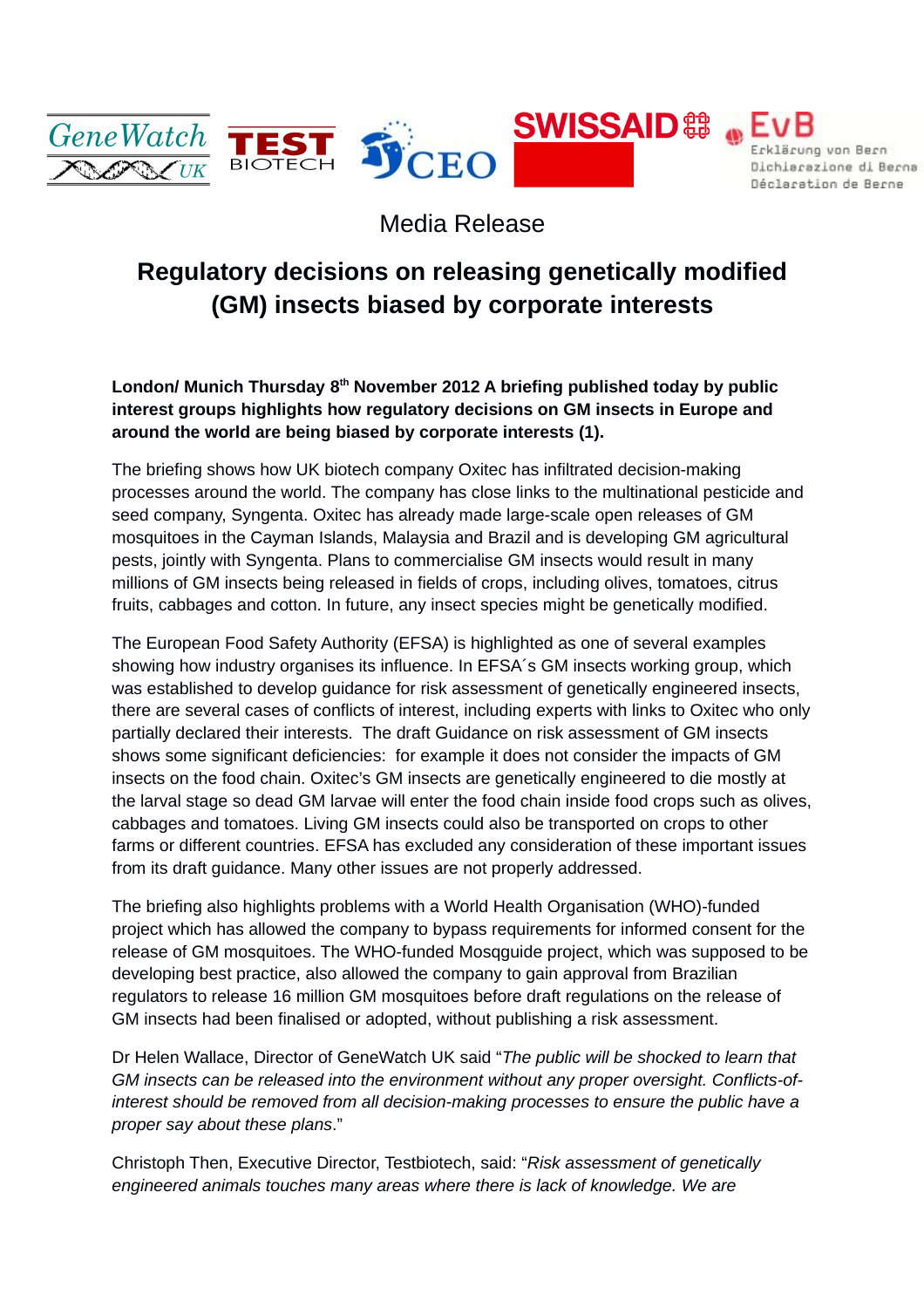Media Release

# Regulatory decisions on releasing genetically modified (GM) insects biased by corporate interests

**London/ Munich Thursday 8th November 2012 A briefing published today by public interest groups highlights how regulatory decisions on GM insects in Europe and around the world are being biased by corporate interests (1).**

The briefing shows how UK biotech company Oxitec has infiltrated decision-making processes around the world. The company has close links to the multinational pesticide and seed company, Syngenta. Oxitec has already made large-scale open releases of GM mosquitoes in the Cayman Islands, Malaysia and Brazil and is developing GM agricultural pests, jointly with Syngenta. Plans to commercialise GM insects would result in many millions of GM insects being released in fields of crops, including olives, tomatoes, citrus fruits, cabbages and cotton. In future, any insect species might be genetically modified.

The European Food Safety Authority (EFSA) is highlighted as one of several examples showing how industry organises its influence. In EFSA´s GM insects working group, which was established to develop guidance for risk assessment of genetically engineered insects, there are several cases of conflicts of interest, including experts with links to Oxitec who only partially declared their interests. The draft Guidance on risk assessment of GM insects shows some significant deficiencies: for example it does not consider the impacts of GM insects on the food chain. Oxitec's GM insects are genetically engineered to die mostly at the larval stage so dead GM larvae will enter the food chain inside food crops such as olives, cabbages and tomatoes. Living GM insects could also be transported on crops to other farms or different countries. EFSA has excluded any consideration of these important issues from its draft guidance. Many other issues are not properly addressed.

The briefing also highlights problems with a World Health Organisation (WHO)-funded project which has allowed the company to bypass requirements for informed consent for the release of GM mosquitoes. The WHO-funded Mosqguide project, which was supposed to be developing best practice, also allowed the company to gain approval from Brazilian regulators to release 16 million GM mosquitoes before draft regulations on the release of GM insects had been finalised or adopted, without publishing a risk assessment.

Dr Helen Wallace, Director of GeneWatch UK said "*The public will be shocked to learn that GM insects can be released into the environment without any proper oversight. Conflicts-of-interest should be removed from all decision-making processes to ensure the public have a proper say about these plans*."

Christoph Then, Executive Director, Testbiotech, said: "*Risk assessment of genetically engineered animals touches many areas where there is lack of knowledge. We are*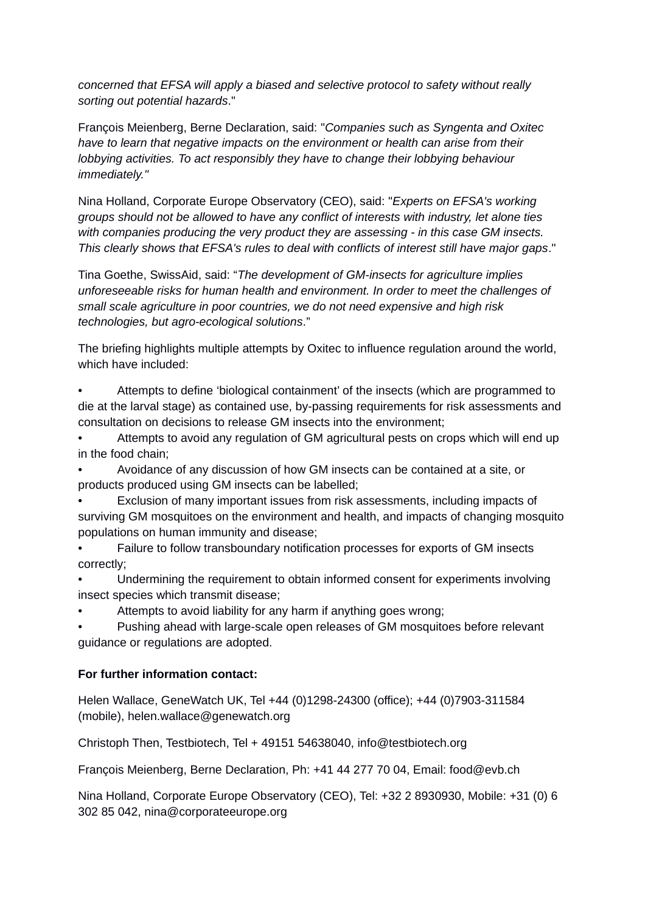*concerned that EFSA will apply a biased and selective protocol to safety without really sorting out potential hazards*."

François Meienberg, Berne Declaration, said: "*Companies such as Syngenta and Oxitec have to learn that negative impacts on the environment or health can arise from their lobbying activities. To act responsibly they have to change their lobbying behaviour immediately."*

Nina Holland, Corporate Europe Observatory (CEO), said: "*Experts on EFSA's working groups should not be allowed to have any conflict of interests with industry, let alone ties with companies producing the very product they are assessing - in this case GM insects. This clearly shows that EFSA's rules to deal with conflicts of interest still have major gaps*."

Tina Goethe, SwissAid, said: "*The development of GM-insects for agriculture implies unforeseeable risks for human health and environment. In order to meet the challenges of small scale agriculture in poor countries, we do not need expensive and high risk technologies, but agro-ecological solutions*."

The briefing highlights multiple attempts by Oxitec to influence regulation around the world, which have included:

- Attempts to define 'biological containment' of the insects (which are programmed to die at the larval stage) as contained use, by-passing requirements for risk assessments and consultation on decisions to release GM insects into the environment;
- Attempts to avoid any regulation of GM agricultural pests on crops which will end up in the food chain;
- Avoidance of any discussion of how GM insects can be contained at a site, or products produced using GM insects can be labelled;
- Exclusion of many important issues from risk assessments, including impacts of surviving GM mosquitoes on the environment and health, and impacts of changing mosquito populations on human immunity and disease;
- Failure to follow transboundary notification processes for exports of GM insects correctly;
- Undermining the requirement to obtain informed consent for experiments involving insect species which transmit disease;
- Attempts to avoid liability for any harm if anything goes wrong;
- Pushing ahead with large-scale open releases of GM mosquitoes before relevant guidance or regulations are adopted.

**For further information contact:**

Helen Wallace, GeneWatch UK, Tel +44 (0)1298-24300 (office); +44 (0)7903-311584 (mobile), helen.wallace@genewatch.org

Christoph Then, Testbiotech, Tel + 49151 54638040, info@testbiotech.org

François Meienberg, Berne Declaration, Ph: +41 44 277 70 04, Email: food@evb.ch

Nina Holland, Corporate Europe Observatory (CEO), Tel: +32 2 8930930, Mobile: +31 (0) 6 302 85 042, nina@corporateeurope.org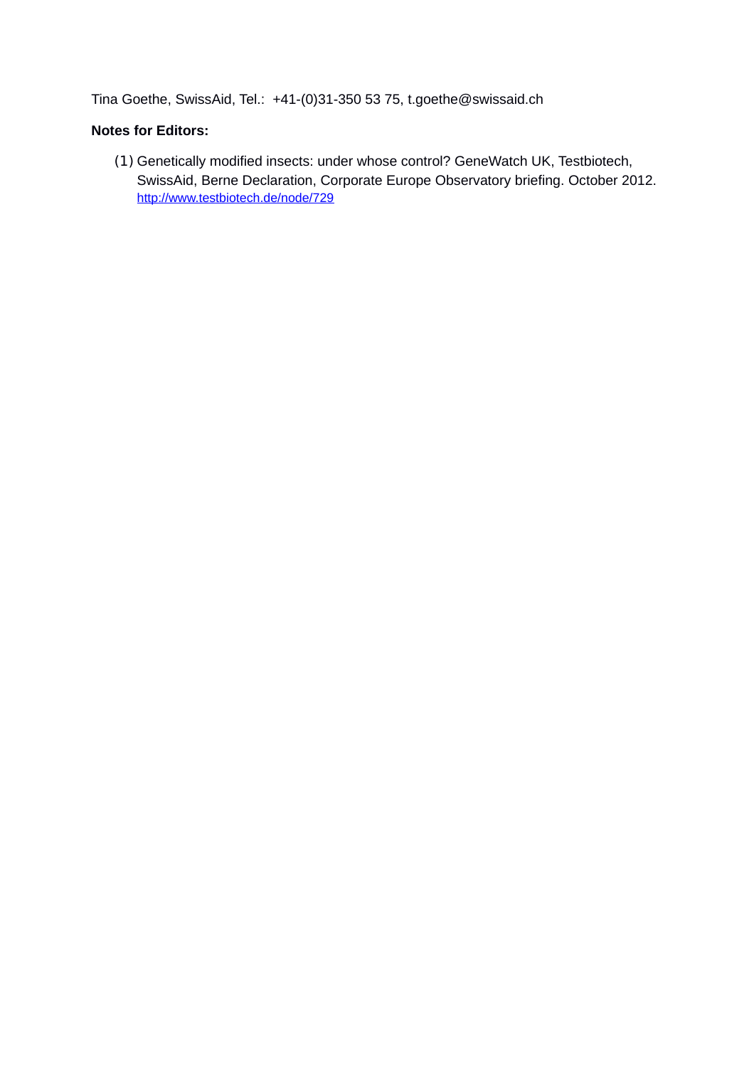Tina Goethe, SwissAid, Tel.: +41-(0)31-350 53 75, t.goethe@swissaid.ch

**Notes for Editors:**

(1) Genetically modified insects: under whose control? GeneWatch UK, Testbiotech, SwissAid, Berne Declaration, Corporate Europe Observatory briefing. October 2012. http://www.testbiotech.de/node/729